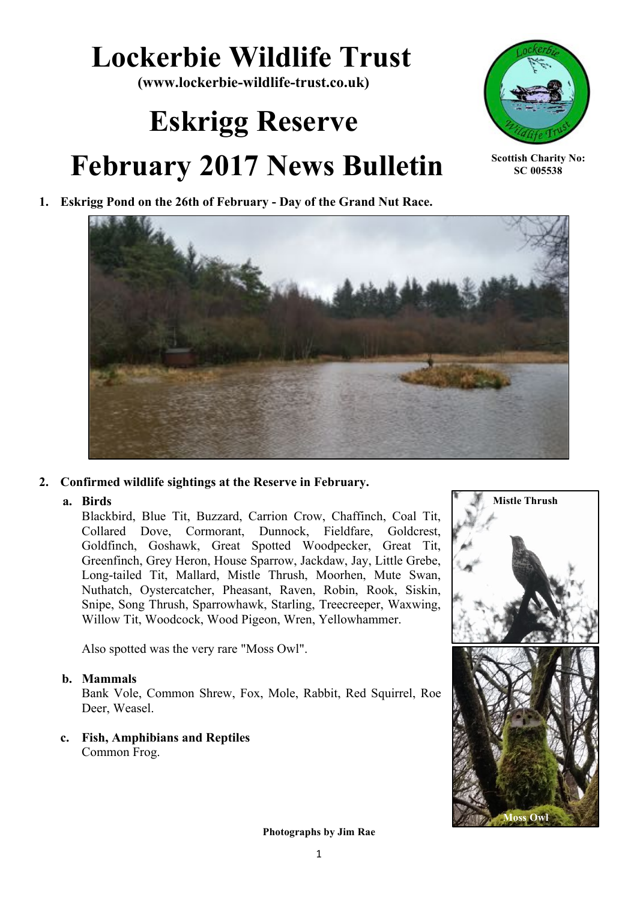# Lockerbie Wildlife Trust

**(www.lockerbie-wildlife-trust.co.uk)**

# Eskrigg Reserve

# February 2017 News Bulletin

**Scottish Charity No: SC 005538**

1. **Eskrigg Pond on the 26th of February - Day of the Grand Nut Race.**

2. **Confirmed wildlife sightings at the Reserve in February.**

   a. **Birds**
   Blackbird, Blue Tit, Buzzard, Carrion Crow, Chaffinch, Coal Tit, Collared Dove, Cormorant, Dunnock, Fieldfare, Goldcrest, Goldfinch, Goshawk, Great Spotted Woodpecker, Great Tit, Greenfinch, Grey Heron, House Sparrow, Jackdaw, Jay, Little Grebe, Long-tailed Tit, Mallard, Mistle Thrush, Moorhen, Mute Swan, Nuthatch, Oystercatcher, Pheasant, Raven, Robin, Rook, Siskin, Snipe, Song Thrush, Sparrowhawk, Starling, Treecreeper, Waxwing, Willow Tit, Woodcock, Wood Pigeon, Wren, Yellowhammer.

   Also spotted was the very rare "Moss Owl".

   b. **Mammals**
   Bank Vole, Common Shrew, Fox, Mole, Rabbit, Red Squirrel, Roe Deer, Weasel.

   c. **Fish, Amphibians and Reptiles**
   Common Frog.

Mistle Thrush

Moss Owl

**Photographs by Jim Rae**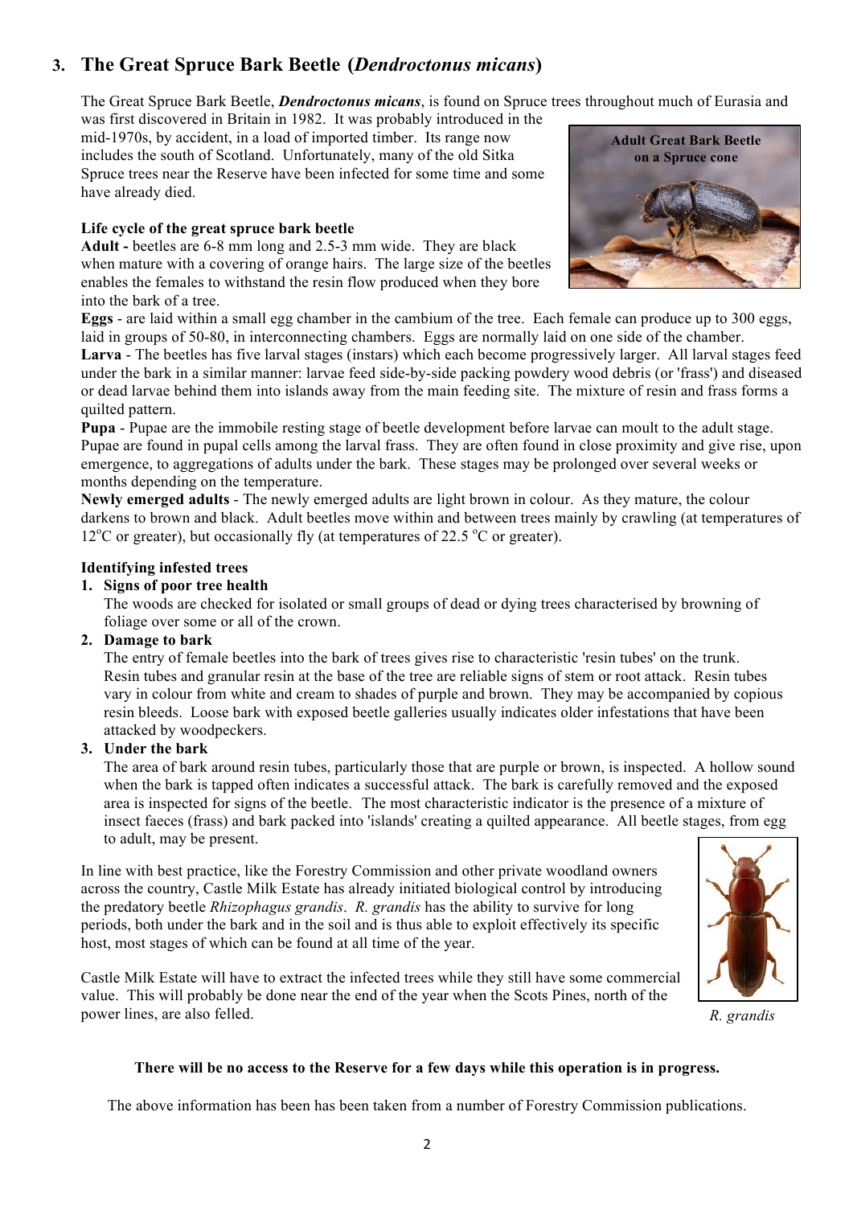## 3. The Great Spruce Bark Beetle (*Dendroctonus micans*)

The Great Spruce Bark Beetle, ***Dendroctonus micans***, is found on Spruce trees throughout much of Eurasia and was first discovered in Britain in 1982. It was probably introduced in the mid-1970s, by accident, in a load of imported timber. Its range now includes the south of Scotland. Unfortunately, many of the old Sitka Spruce trees near the Reserve have been infected for some time and some have already died.

**Adult Great Bark Beetle on a Spruce cone**

**Life cycle of the great spruce bark beetle**

**Adult -** beetles are 6-8 mm long and 2.5-3 mm wide. They are black when mature with a covering of orange hairs. The large size of the beetles enables the females to withstand the resin flow produced when they bore into the bark of a tree.

**Eggs** - are laid within a small egg chamber in the cambium of the tree. Each female can produce up to 300 eggs, laid in groups of 50-80, in interconnecting chambers. Eggs are normally laid on one side of the chamber.

**Larva** - The beetles has five larval stages (instars) which each become progressively larger. All larval stages feed under the bark in a similar manner: larvae feed side-by-side packing powdery wood debris (or 'frass') and diseased or dead larvae behind them into islands away from the main feeding site. The mixture of resin and frass forms a quilted pattern.

**Pupa** - Pupae are the immobile resting stage of beetle development before larvae can moult to the adult stage. Pupae are found in pupal cells among the larval frass. They are often found in close proximity and give rise, upon emergence, to aggregations of adults under the bark. These stages may be prolonged over several weeks or months depending on the temperature.

**Newly emerged adults** - The newly emerged adults are light brown in colour. As they mature, the colour darkens to brown and black. Adult beetles move within and between trees mainly by crawling (at temperatures of 12$^{o}$C or greater), but occasionally fly (at temperatures of 22.5 $^{o}$C or greater).

**Identifying infested trees**

1. **Signs of poor tree health**
   The woods are checked for isolated or small groups of dead or dying trees characterised by browning of foliage over some or all of the crown.
2. **Damage to bark**
   The entry of female beetles into the bark of trees gives rise to characteristic 'resin tubes' on the trunk. Resin tubes and granular resin at the base of the tree are reliable signs of stem or root attack. Resin tubes vary in colour from white and cream to shades of purple and brown. They may be accompanied by copious resin bleeds. Loose bark with exposed beetle galleries usually indicates older infestations that have been attacked by woodpeckers.
3. **Under the bark**
   The area of bark around resin tubes, particularly those that are purple or brown, is inspected. A hollow sound when the bark is tapped often indicates a successful attack. The bark is carefully removed and the exposed area is inspected for signs of the beetle. The most characteristic indicator is the presence of a mixture of insect faeces (frass) and bark packed into 'islands' creating a quilted appearance. All beetle stages, from egg to adult, may be present.

In line with best practice, like the Forestry Commission and other private woodland owners across the country, Castle Milk Estate has already initiated biological control by introducing the predatory beetle *Rhizophagus grandis*. *R. grandis* has the ability to survive for long periods, both under the bark and in the soil and is thus able to exploit effectively its specific host, most stages of which can be found at all time of the year.

*R. grandis*

Castle Milk Estate will have to extract the infected trees while they still have some commercial value. This will probably be done near the end of the year when the Scots Pines, north of the power lines, are also felled.

**There will be no access to the Reserve for a few days while this operation is in progress.**

The above information has been has been taken from a number of Forestry Commission publications.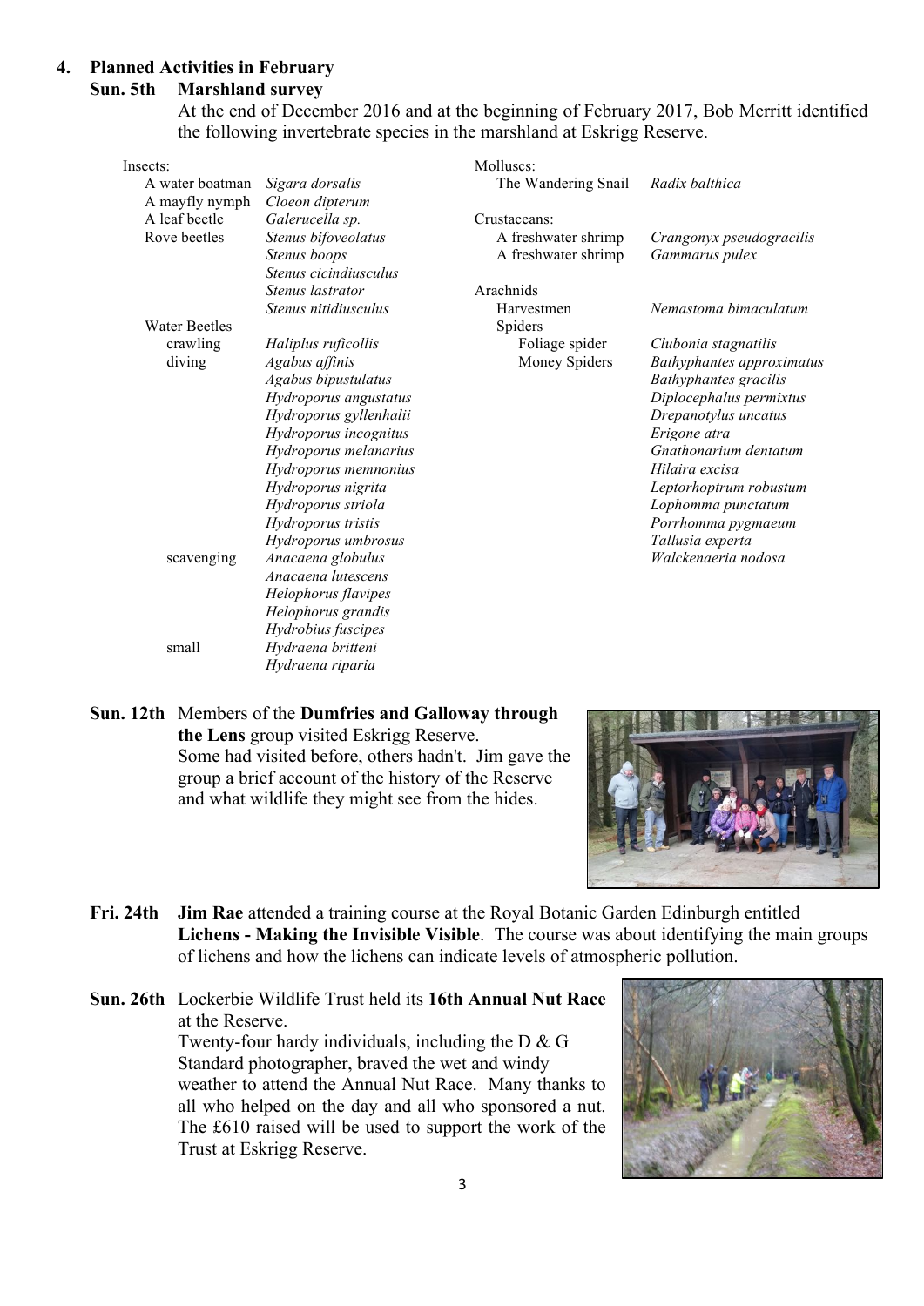## 4. Planned Activities in February

### Sun. 5th Marshland survey

At the end of December 2016 and at the beginning of February 2017, Bob Merritt identified the following invertebrate species in the marshland at Eskrigg Reserve.

**Insects:**

| Group | | Species |
|---|---|---|
| A water boatman | | *Sigara dorsalis* |
| A mayfly nymph | | *Cloeon dipterum* |
| A leaf beetle | | *Galerucella sp.* |
| Rove beetles | | *Stenus bifoveolatus* |
| | | *Stenus boops* |
| | | *Stenus cicindiusculus* |
| | | *Stenus lastrator* |
| | | *Stenus nitidiusculus* |
| Water Beetles | | |
| | crawling | *Haliplus ruficollis* |
| | diving | *Agabus affinis* |
| | | *Agabus bipustulatus* |
| | | *Hydroporus angustatus* |
| | | *Hydroporus gyllenhalii* |
| | | *Hydroporus incognitus* |
| | | *Hydroporus melanarius* |
| | | *Hydroporus memnonius* |
| | | *Hydroporus nigrita* |
| | | *Hydroporus striola* |
| | | *Hydroporus tristis* |
| | | *Hydroporus umbrosus* |
| | scavenging | *Anacaena globulus* |
| | | *Anacaena lutescens* |
| | | *Helophorus flavipes* |
| | | *Helophorus grandis* |
| | | *Hydrobius fuscipes* |
| | small | *Hydraena britteni* |
| | | *Hydraena riparia* |

**Molluscs:**

| Common name | Species |
|---|---|
| The Wandering Snail | *Radix balthica* |

**Crustaceans:**

| Common name | Species |
|---|---|
| A freshwater shrimp | *Crangonyx pseudogracilis* |
| A freshwater shrimp | *Gammarus pulex* |

**Arachnids**

| Group | | Species |
|---|---|---|
| Harvestmen | | *Nemastoma bimaculatum* |
| Spiders | | |
| | Foliage spider | *Clubonia stagnatilis* |
| | Money Spiders | *Bathyphantes approximatus* |
| | | *Bathyphantes gracilis* |
| | | *Diplocephalus permixtus* |
| | | *Drepanotylus uncatus* |
| | | *Erigone atra* |
| | | *Gnathonarium dentatum* |
| | | *Hilaira excisa* |
| | | *Leptorhoptrum robustum* |
| | | *Lophomma punctatum* |
| | | *Porrhomma pygmaeum* |
| | | *Tallusia experta* |
| | | *Walckenaeria nodosa* |

**Sun. 12th** Members of the **Dumfries and Galloway through the Lens** group visited Eskrigg Reserve. Some had visited before, others hadn't. Jim gave the group a brief account of the history of the Reserve and what wildlife they might see from the hides.

**Fri. 24th** **Jim Rae** attended a training course at the Royal Botanic Garden Edinburgh entitled **Lichens - Making the Invisible Visible**. The course was about identifying the main groups of lichens and how the lichens can indicate levels of atmospheric pollution.

**Sun. 26th** Lockerbie Wildlife Trust held its **16th Annual Nut Race** at the Reserve. Twenty-four hardy individuals, including the D & G Standard photographer, braved the wet and windy weather to attend the Annual Nut Race. Many thanks to all who helped on the day and all who sponsored a nut. The £610 raised will be used to support the work of the Trust at Eskrigg Reserve.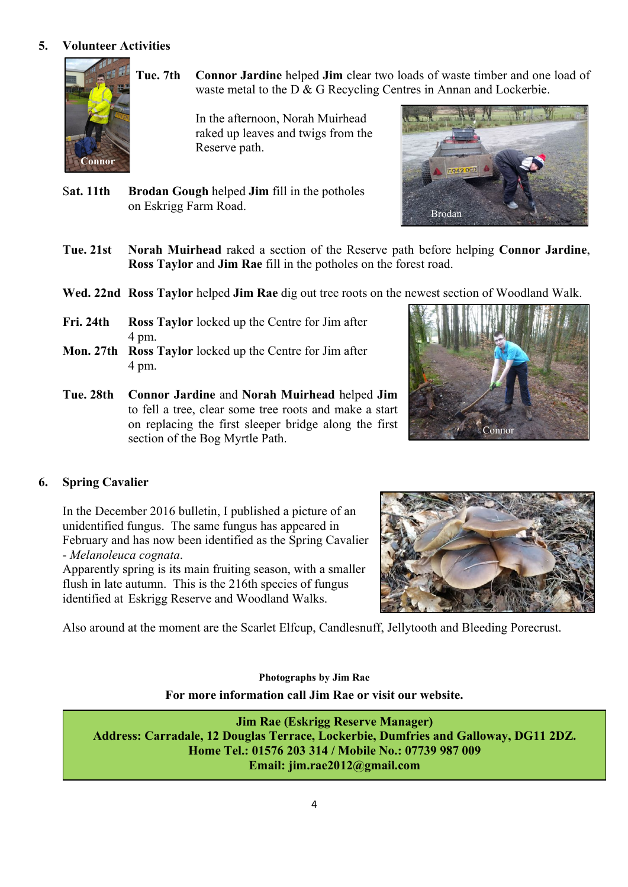## 5. Volunteer Activities

**Tue. 7th** **Connor Jardine** helped **Jim** clear two loads of waste timber and one load of waste metal to the D & G Recycling Centres in Annan and Lockerbie.

In the afternoon, Norah Muirhead raked up leaves and twigs from the Reserve path.

**Sat. 11th** **Brodan Gough** helped **Jim** fill in the potholes on Eskrigg Farm Road.

**Tue. 21st** **Norah Muirhead** raked a section of the Reserve path before helping **Connor Jardine**, **Ross Taylor** and **Jim Rae** fill in the potholes on the forest road.

**Wed. 22nd** **Ross Taylor** helped **Jim Rae** dig out tree roots on the newest section of Woodland Walk.

**Fri. 24th** **Ross Taylor** locked up the Centre for Jim after 4 pm.

**Mon. 27th** **Ross Taylor** locked up the Centre for Jim after 4 pm.

**Tue. 28th** **Connor Jardine** and **Norah Muirhead** helped **Jim** to fell a tree, clear some tree roots and make a start on replacing the first sleeper bridge along the first section of the Bog Myrtle Path.

## 6. Spring Cavalier

In the December 2016 bulletin, I published a picture of an unidentified fungus. The same fungus has appeared in February and has now been identified as the Spring Cavalier - *Melanoleuca cognata*.
Apparently spring is its main fruiting season, with a smaller flush in late autumn. This is the 216th species of fungus identified at Eskrigg Reserve and Woodland Walks.

Also around at the moment are the Scarlet Elfcup, Candlesnuff, Jellytooth and Bleeding Porecrust.

**Photographs by Jim Rae**

**For more information call Jim Rae or visit our website.**

**Jim Rae (Eskrigg Reserve Manager)**
**Address: Carradale, 12 Douglas Terrace, Lockerbie, Dumfries and Galloway, DG11 2DZ.**
**Home Tel.: 01576 203 314 / Mobile No.: 07739 987 009**
**Email: jim.rae2012@gmail.com**